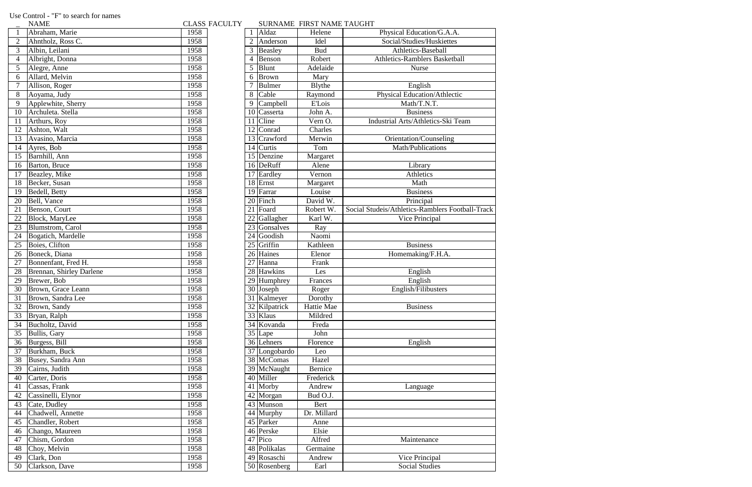Use Control - "F" to search for names

| _ | NAME | CLASS |
|---|---|---|
| 1 | Abraham, Marie | 1958 |
| 2 | Ahntholz, Ross C. | 1958 |
| 3 | Albin, Leilani | 1958 |
| 4 | Albright, Donna | 1958 |
| 5 | Alegre, Anne | 1958 |
| 6 | Allard, Melvin | 1958 |
| 7 | Allison, Roger | 1958 |
| 8 | Aoyama, Judy | 1958 |
| 9 | Applewhite, Sherry | 1958 |
| 10 | Archuleta. Stella | 1958 |
| 11 | Arthurs, Roy | 1958 |
| 12 | Ashton, Walt | 1958 |
| 13 | Avasino, Marcia | 1958 |
| 14 | Ayres, Bob | 1958 |
| 15 | Barnhill, Ann | 1958 |
| 16 | Barton, Bruce | 1958 |
| 17 | Beazley, Mike | 1958 |
| 18 | Becker, Susan | 1958 |
| 19 | Bedell, Betty | 1958 |
| 20 | Bell, Vance | 1958 |
| 21 | Benson, Court | 1958 |
| 22 | Block, MaryLee | 1958 |
| 23 | Blumstrom, Carol | 1958 |
| 24 | Bogatich, Mardelle | 1958 |
| 25 | Boies, Clifton | 1958 |
| 26 | Boneck, Diana | 1958 |
| 27 | Bonnenfant, Fred H. | 1958 |
| 28 | Brennan, Shirley Darlene | 1958 |
| 29 | Brewer, Bob | 1958 |
| 30 | Brown, Grace Leann | 1958 |
| 31 | Brown, Sandra Lee | 1958 |
| 32 | Brown, Sandy | 1958 |
| 33 | Bryan, Ralph | 1958 |
| 34 | Bucholtz, David | 1958 |
| 35 | Bullis, Gary | 1958 |
| 36 | Burgess, Bill | 1958 |
| 37 | Burkham, Buck | 1958 |
| 38 | Busey, Sandra Ann | 1958 |
| 39 | Cairns, Judith | 1958 |
| 40 | Carter, Doris | 1958 |
| 41 | Cassas, Frank | 1958 |
| 42 | Cassinelli, Elynor | 1958 |
| 43 | Cate, Dudley | 1958 |
| 44 | Chadwell, Annette | 1958 |
| 45 | Chandler, Robert | 1958 |
| 46 | Chango, Maureen | 1958 |
| 47 | Chism, Gordon | 1958 |
| 48 | Choy, Melvin | 1958 |
| 49 | Clark, Don | 1958 |
| 50 | Clarkson, Dave | 1958 |

FACULTY

| | SURNAME | FIRST NAME | TAUGHT |
|---|---|---|---|
| 1 | Aldaz | Helene | Physical Education/G.A.A. |
| 2 | Anderson | Idel | Social/Studies/Huskiettes |
| 3 | Beasley | Bud | Athletics-Baseball |
| 4 | Benson | Robert | Athletics-Ramblers Basketball |
| 5 | Blunt | Adelaide | Nurse |
| 6 | Brown | Mary | |
| 7 | Bulmer | Blythe | English |
| 8 | Cable | Raymond | Physical Education/Athlectic |
| 9 | Campbell | E'Lois | Math/T.N.T. |
| 10 | Casserta | John A. | Business |
| 11 | Cline | Vern O. | Industrial Arts/Athletics-Ski Team |
| 12 | Conrad | Charles | |
| 13 | Crawford | Merwin | Orientation/Counseling |
| 14 | Curtis | Tom | Math/Publications |
| 15 | Denzine | Margaret | |
| 16 | DeRuff | Alene | Library |
| 17 | Eardley | Vernon | Athletics |
| 18 | Ernst | Margaret | Math |
| 19 | Farrar | Louise | Business |
| 20 | Finch | David W. | Principal |
| 21 | Foard | Robert W. | Social Studeis/Athletics-Ramblers Football-Track |
| 22 | Gallagher | Karl W. | Vice Principal |
| 23 | Gonsalves | Ray | |
| 24 | Goodish | Naomi | |
| 25 | Griffin | Kathleen | Business |
| 26 | Haines | Elenor | Homemaking/F.H.A. |
| 27 | Hanna | Frank | |
| 28 | Hawkins | Les | English |
| 29 | Humphrey | Frances | English |
| 30 | Joseph | Roger | English/Filibusters |
| 31 | Kalmeyer | Dorothy | |
| 32 | Kilpatrick | Hattie Mae | Business |
| 33 | Klaus | Mildred | |
| 34 | Kovanda | Freda | |
| 35 | Lape | John | |
| 36 | Lehners | Florence | English |
| 37 | Longobardo | Leo | |
| 38 | McComas | Hazel | |
| 39 | McNaught | Bernice | |
| 40 | Miller | Frederick | |
| 41 | Morby | Andrew | Language |
| 42 | Morgan | Bud O.J. | |
| 43 | Munson | Bert | |
| 44 | Murphy | Dr. Millard | |
| 45 | Parker | Anne | |
| 46 | Perske | Elsie | |
| 47 | Pico | Alfred | Maintenance |
| 48 | Polikalas | Germaine | |
| 49 | Rosaschi | Andrew | Vice Principal |
| 50 | Rosenberg | Earl | Social Studies |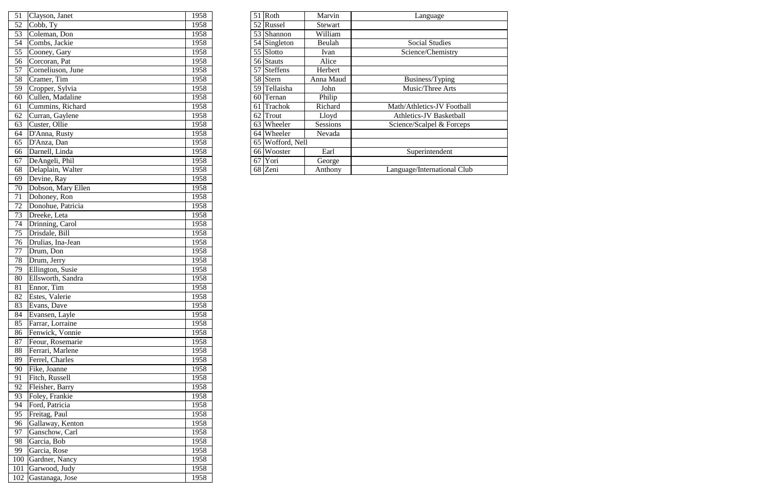| | | |
|---|---|---|
| 51 | Clayson, Janet | 1958 |
| 52 | Cobb, Ty | 1958 |
| 53 | Coleman, Don | 1958 |
| 54 | Combs, Jackie | 1958 |
| 55 | Cooney, Gary | 1958 |
| 56 | Corcoran, Pat | 1958 |
| 57 | Corneliuson, June | 1958 |
| 58 | Cramer, Tim | 1958 |
| 59 | Cropper, Sylvia | 1958 |
| 60 | Cullen, Madaline | 1958 |
| 61 | Cummins, Richard | 1958 |
| 62 | Curran, Gaylene | 1958 |
| 63 | Custer, Ollie | 1958 |
| 64 | D'Anna, Rusty | 1958 |
| 65 | D'Anza, Dan | 1958 |
| 66 | Darnell, Linda | 1958 |
| 67 | DeAngeli, Phil | 1958 |
| 68 | Delaplain, Walter | 1958 |
| 69 | Devine, Ray | 1958 |
| 70 | Dobson, Mary Ellen | 1958 |
| 71 | Dohoney, Ron | 1958 |
| 72 | Donohue, Patricia | 1958 |
| 73 | Dreeke, Leta | 1958 |
| 74 | Drinning, Carol | 1958 |
| 75 | Drisdale, Bill | 1958 |
| 76 | Drulias, Ina-Jean | 1958 |
| 77 | Drum, Don | 1958 |
| 78 | Drum, Jerry | 1958 |
| 79 | Ellington, Susie | 1958 |
| 80 | Ellsworth, Sandra | 1958 |
| 81 | Ennor, Tim | 1958 |
| 82 | Estes, Valerie | 1958 |
| 83 | Evans, Dave | 1958 |
| 84 | Evansen, Layle | 1958 |
| 85 | Farrar, Lorraine | 1958 |
| 86 | Fenwick, Vonnie | 1958 |
| 87 | Feour, Rosemarie | 1958 |
| 88 | Ferrari, Marlene | 1958 |
| 89 | Ferrel, Charles | 1958 |
| 90 | Fike, Joanne | 1958 |
| 91 | Fitch, Russell | 1958 |
| 92 | Fleisher, Barry | 1958 |
| 93 | Foley, Frankie | 1958 |
| 94 | Ford, Patricia | 1958 |
| 95 | Freitag, Paul | 1958 |
| 96 | Gallaway, Kenton | 1958 |
| 97 | Ganschow, Carl | 1958 |
| 98 | Garcia, Bob | 1958 |
| 99 | Garcia, Rose | 1958 |
| 100 | Gardner, Nancy | 1958 |
| 101 | Garwood, Judy | 1958 |
| 102 | Gastanaga, Jose | 1958 |

| | | | |
|---|---|---|---|
| 51 | Roth | Marvin | Language |
| 52 | Russel | Stewart | |
| 53 | Shannon | William | |
| 54 | Singleton | Beulah | Social Studies |
| 55 | Slotto | Ivan | Science/Chemistry |
| 56 | Stauts | Alice | |
| 57 | Steffens | Herbert | |
| 58 | Stern | Anna Maud | Business/Typing |
| 59 | Tellaisha | John | Music/Three Arts |
| 60 | Ternan | Philip | |
| 61 | Trachok | Richard | Math/Athletics-JV Football |
| 62 | Trout | Lloyd | Athletics-JV Basketball |
| 63 | Wheeler | Sessions | Science/Scalpel & Forceps |
| 64 | Wheeler | Nevada | |
| 65 | Wofford, Nell | | |
| 66 | Wooster | Earl | Superintendent |
| 67 | Yori | George | |
| 68 | Zeni | Anthony | Language/International Club |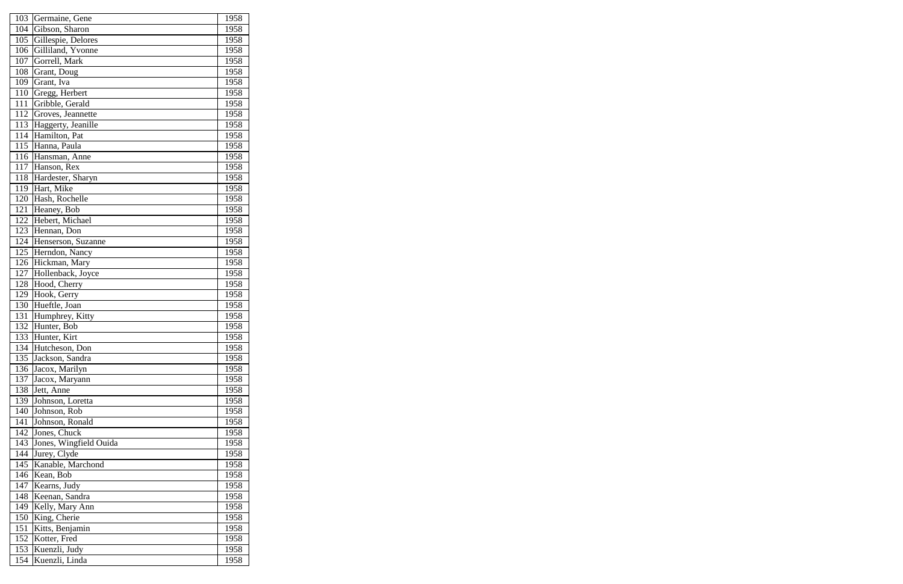| | | |
|---|---|---|
| 103 | Germaine, Gene | 1958 |
| 104 | Gibson, Sharon | 1958 |
| 105 | Gillespie, Delores | 1958 |
| 106 | Gilliland, Yvonne | 1958 |
| 107 | Gorrell, Mark | 1958 |
| 108 | Grant, Doug | 1958 |
| 109 | Grant, Iva | 1958 |
| 110 | Gregg, Herbert | 1958 |
| 111 | Gribble, Gerald | 1958 |
| 112 | Groves, Jeannette | 1958 |
| 113 | Haggerty, Jeanille | 1958 |
| 114 | Hamilton, Pat | 1958 |
| 115 | Hanna, Paula | 1958 |
| 116 | Hansman, Anne | 1958 |
| 117 | Hanson, Rex | 1958 |
| 118 | Hardester, Sharyn | 1958 |
| 119 | Hart, Mike | 1958 |
| 120 | Hash, Rochelle | 1958 |
| 121 | Heaney, Bob | 1958 |
| 122 | Hebert, Michael | 1958 |
| 123 | Hennan, Don | 1958 |
| 124 | Henserson, Suzanne | 1958 |
| 125 | Herndon, Nancy | 1958 |
| 126 | Hickman, Mary | 1958 |
| 127 | Hollenback, Joyce | 1958 |
| 128 | Hood, Cherry | 1958 |
| 129 | Hook, Gerry | 1958 |
| 130 | Hueftle, Joan | 1958 |
| 131 | Humphrey, Kitty | 1958 |
| 132 | Hunter, Bob | 1958 |
| 133 | Hunter, Kirt | 1958 |
| 134 | Hutcheson, Don | 1958 |
| 135 | Jackson, Sandra | 1958 |
| 136 | Jacox, Marilyn | 1958 |
| 137 | Jacox, Maryann | 1958 |
| 138 | Jett, Anne | 1958 |
| 139 | Johnson, Loretta | 1958 |
| 140 | Johnson, Rob | 1958 |
| 141 | Johnson, Ronald | 1958 |
| 142 | Jones, Chuck | 1958 |
| 143 | Jones, Wingfield Ouida | 1958 |
| 144 | Jurey, Clyde | 1958 |
| 145 | Kanable, Marchond | 1958 |
| 146 | Kean, Bob | 1958 |
| 147 | Kearns, Judy | 1958 |
| 148 | Keenan, Sandra | 1958 |
| 149 | Kelly, Mary Ann | 1958 |
| 150 | King, Cherie | 1958 |
| 151 | Kitts, Benjamin | 1958 |
| 152 | Kotter, Fred | 1958 |
| 153 | Kuenzli, Judy | 1958 |
| 154 | Kuenzli, Linda | 1958 |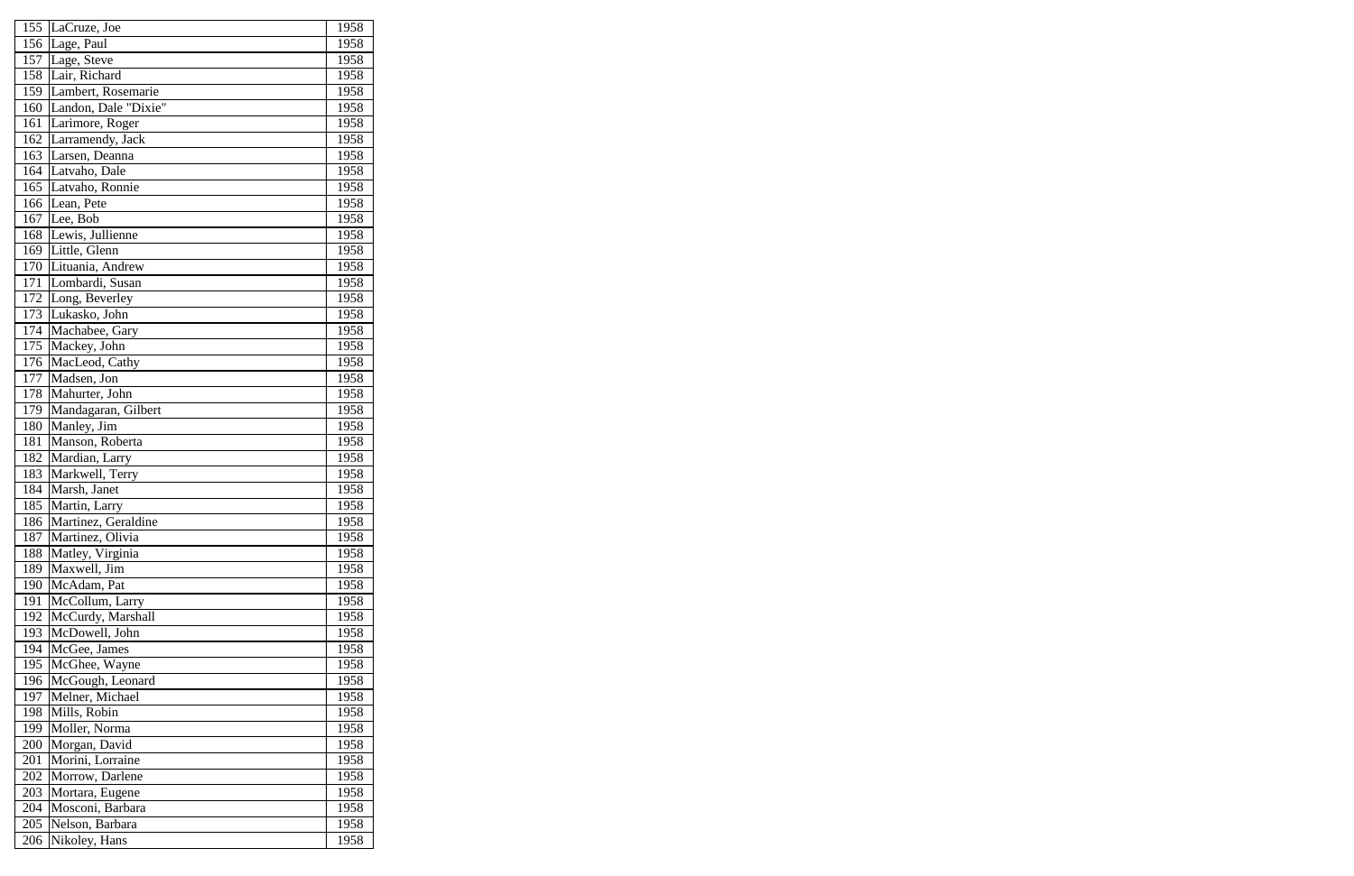| | | |
|---|---|---|
| 155 | LaCruze, Joe | 1958 |
| 156 | Lage, Paul | 1958 |
| 157 | Lage, Steve | 1958 |
| 158 | Lair, Richard | 1958 |
| 159 | Lambert, Rosemarie | 1958 |
| 160 | Landon, Dale "Dixie" | 1958 |
| 161 | Larimore, Roger | 1958 |
| 162 | Larramendy, Jack | 1958 |
| 163 | Larsen, Deanna | 1958 |
| 164 | Latvaho, Dale | 1958 |
| 165 | Latvaho, Ronnie | 1958 |
| 166 | Lean, Pete | 1958 |
| 167 | Lee, Bob | 1958 |
| 168 | Lewis, Jullienne | 1958 |
| 169 | Little, Glenn | 1958 |
| 170 | Lituania, Andrew | 1958 |
| 171 | Lombardi, Susan | 1958 |
| 172 | Long, Beverley | 1958 |
| 173 | Lukasko, John | 1958 |
| 174 | Machabee, Gary | 1958 |
| 175 | Mackey, John | 1958 |
| 176 | MacLeod, Cathy | 1958 |
| 177 | Madsen, Jon | 1958 |
| 178 | Mahurter, John | 1958 |
| 179 | Mandagaran, Gilbert | 1958 |
| 180 | Manley, Jim | 1958 |
| 181 | Manson, Roberta | 1958 |
| 182 | Mardian, Larry | 1958 |
| 183 | Markwell, Terry | 1958 |
| 184 | Marsh, Janet | 1958 |
| 185 | Martin, Larry | 1958 |
| 186 | Martinez, Geraldine | 1958 |
| 187 | Martinez, Olivia | 1958 |
| 188 | Matley, Virginia | 1958 |
| 189 | Maxwell, Jim | 1958 |
| 190 | McAdam, Pat | 1958 |
| 191 | McCollum, Larry | 1958 |
| 192 | McCurdy, Marshall | 1958 |
| 193 | McDowell, John | 1958 |
| 194 | McGee, James | 1958 |
| 195 | McGhee, Wayne | 1958 |
| 196 | McGough, Leonard | 1958 |
| 197 | Melner, Michael | 1958 |
| 198 | Mills, Robin | 1958 |
| 199 | Moller, Norma | 1958 |
| 200 | Morgan, David | 1958 |
| 201 | Morini, Lorraine | 1958 |
| 202 | Morrow, Darlene | 1958 |
| 203 | Mortara, Eugene | 1958 |
| 204 | Mosconi, Barbara | 1958 |
| 205 | Nelson, Barbara | 1958 |
| 206 | Nikoley, Hans | 1958 |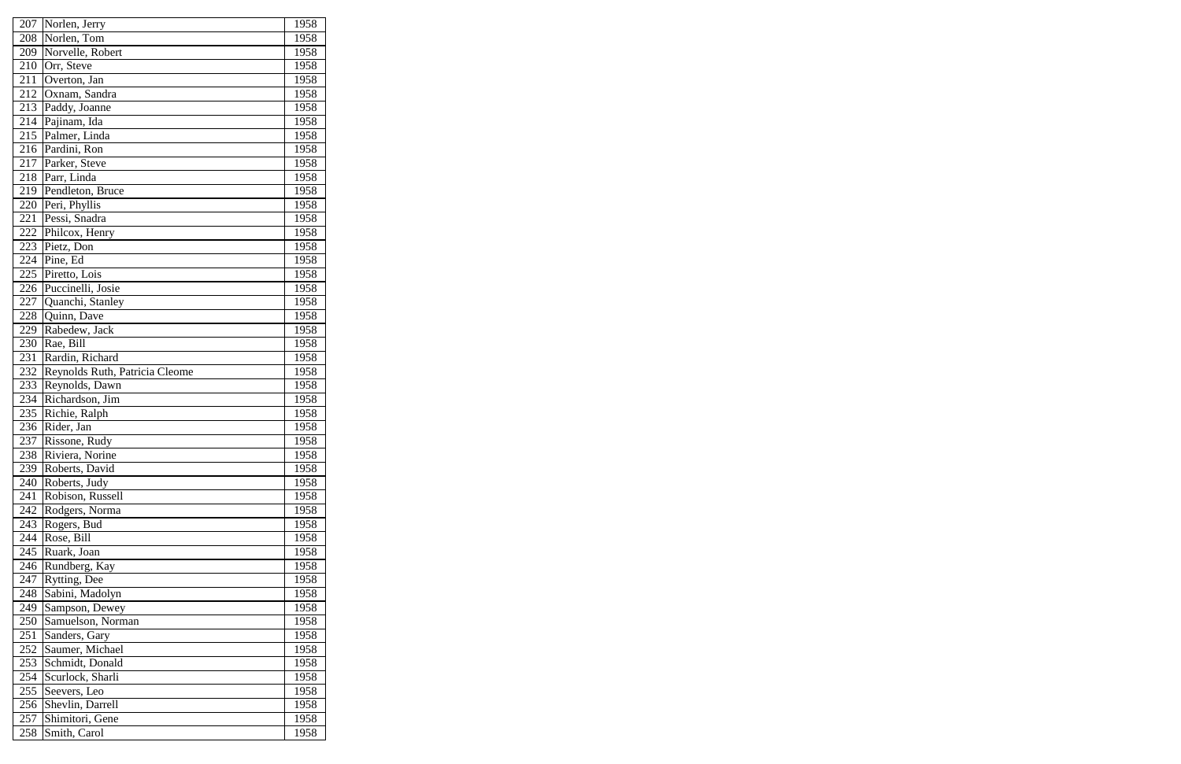| | | |
|---|---|---|
| 207 | Norlen, Jerry | 1958 |
| 208 | Norlen, Tom | 1958 |
| 209 | Norvelle, Robert | 1958 |
| 210 | Orr, Steve | 1958 |
| 211 | Overton, Jan | 1958 |
| 212 | Oxnam, Sandra | 1958 |
| 213 | Paddy, Joanne | 1958 |
| 214 | Pajinam, Ida | 1958 |
| 215 | Palmer, Linda | 1958 |
| 216 | Pardini, Ron | 1958 |
| 217 | Parker, Steve | 1958 |
| 218 | Parr, Linda | 1958 |
| 219 | Pendleton, Bruce | 1958 |
| 220 | Peri, Phyllis | 1958 |
| 221 | Pessi, Snadra | 1958 |
| 222 | Philcox, Henry | 1958 |
| 223 | Pietz, Don | 1958 |
| 224 | Pine, Ed | 1958 |
| 225 | Piretto, Lois | 1958 |
| 226 | Puccinelli, Josie | 1958 |
| 227 | Quanchi, Stanley | 1958 |
| 228 | Quinn, Dave | 1958 |
| 229 | Rabedew, Jack | 1958 |
| 230 | Rae, Bill | 1958 |
| 231 | Rardin, Richard | 1958 |
| 232 | Reynolds Ruth, Patricia Cleome | 1958 |
| 233 | Reynolds, Dawn | 1958 |
| 234 | Richardson, Jim | 1958 |
| 235 | Richie, Ralph | 1958 |
| 236 | Rider, Jan | 1958 |
| 237 | Rissone, Rudy | 1958 |
| 238 | Riviera, Norine | 1958 |
| 239 | Roberts, David | 1958 |
| 240 | Roberts, Judy | 1958 |
| 241 | Robison, Russell | 1958 |
| 242 | Rodgers, Norma | 1958 |
| 243 | Rogers, Bud | 1958 |
| 244 | Rose, Bill | 1958 |
| 245 | Ruark, Joan | 1958 |
| 246 | Rundberg, Kay | 1958 |
| 247 | Rytting, Dee | 1958 |
| 248 | Sabini, Madolyn | 1958 |
| 249 | Sampson, Dewey | 1958 |
| 250 | Samuelson, Norman | 1958 |
| 251 | Sanders, Gary | 1958 |
| 252 | Saumer, Michael | 1958 |
| 253 | Schmidt, Donald | 1958 |
| 254 | Scurlock, Sharli | 1958 |
| 255 | Seevers, Leo | 1958 |
| 256 | Shevlin, Darrell | 1958 |
| 257 | Shimitori, Gene | 1958 |
| 258 | Smith, Carol | 1958 |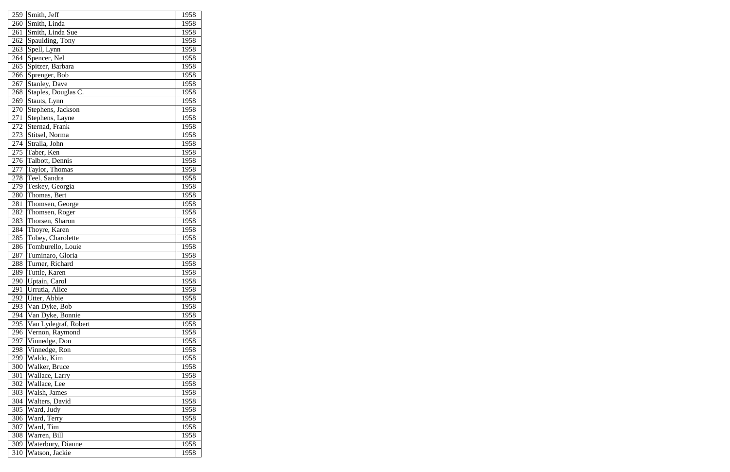| 259 | Smith, Jeff | 1958 |
|---|---|---|
| 260 | Smith, Linda | 1958 |
| 261 | Smith, Linda Sue | 1958 |
| 262 | Spaulding, Tony | 1958 |
| 263 | Spell, Lynn | 1958 |
| 264 | Spencer, Nel | 1958 |
| 265 | Spitzer, Barbara | 1958 |
| 266 | Sprenger, Bob | 1958 |
| 267 | Stanley, Dave | 1958 |
| 268 | Staples, Douglas C. | 1958 |
| 269 | Stauts, Lynn | 1958 |
| 270 | Stephens, Jackson | 1958 |
| 271 | Stephens, Layne | 1958 |
| 272 | Sternad, Frank | 1958 |
| 273 | Stitsel, Norma | 1958 |
| 274 | Stralla, John | 1958 |
| 275 | Taber, Ken | 1958 |
| 276 | Talbott, Dennis | 1958 |
| 277 | Taylor, Thomas | 1958 |
| 278 | Teel, Sandra | 1958 |
| 279 | Teskey, Georgia | 1958 |
| 280 | Thomas, Bert | 1958 |
| 281 | Thomsen, George | 1958 |
| 282 | Thomsen, Roger | 1958 |
| 283 | Thorsen, Sharon | 1958 |
| 284 | Thoyre, Karen | 1958 |
| 285 | Tobey, Charolette | 1958 |
| 286 | Tomburello, Louie | 1958 |
| 287 | Tuminaro, Gloria | 1958 |
| 288 | Turner, Richard | 1958 |
| 289 | Tuttle, Karen | 1958 |
| 290 | Uptain, Carol | 1958 |
| 291 | Urrutia, Alice | 1958 |
| 292 | Utter, Abbie | 1958 |
| 293 | Van Dyke, Bob | 1958 |
| 294 | Van Dyke, Bonnie | 1958 |
| 295 | Van Lydegraf, Robert | 1958 |
| 296 | Vernon, Raymond | 1958 |
| 297 | Vinnedge, Don | 1958 |
| 298 | Vinnedge, Ron | 1958 |
| 299 | Waldo, Kim | 1958 |
| 300 | Walker, Bruce | 1958 |
| 301 | Wallace, Larry | 1958 |
| 302 | Wallace, Lee | 1958 |
| 303 | Walsh, James | 1958 |
| 304 | Walters, David | 1958 |
| 305 | Ward, Judy | 1958 |
| 306 | Ward, Terry | 1958 |
| 307 | Ward, Tim | 1958 |
| 308 | Warren, Bill | 1958 |
| 309 | Waterbury, Dianne | 1958 |
| 310 | Watson, Jackie | 1958 |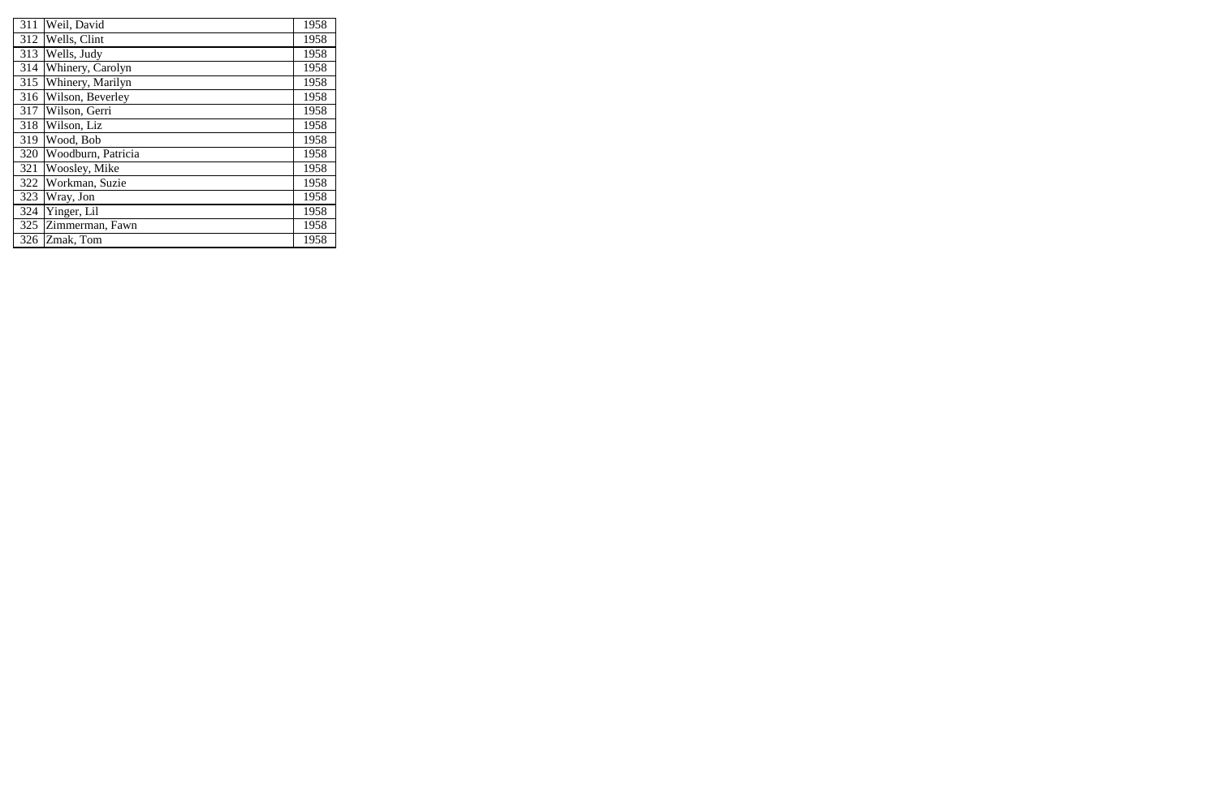| | | |
|---|---|---|
| 311 | Weil, David | 1958 |
| 312 | Wells, Clint | 1958 |
| 313 | Wells, Judy | 1958 |
| 314 | Whinery, Carolyn | 1958 |
| 315 | Whinery, Marilyn | 1958 |
| 316 | Wilson, Beverley | 1958 |
| 317 | Wilson, Gerri | 1958 |
| 318 | Wilson, Liz | 1958 |
| 319 | Wood, Bob | 1958 |
| 320 | Woodburn, Patricia | 1958 |
| 321 | Woosley, Mike | 1958 |
| 322 | Workman, Suzie | 1958 |
| 323 | Wray, Jon | 1958 |
| 324 | Yinger, Lil | 1958 |
| 325 | Zimmerman, Fawn | 1958 |
| 326 | Zmak, Tom | 1958 |